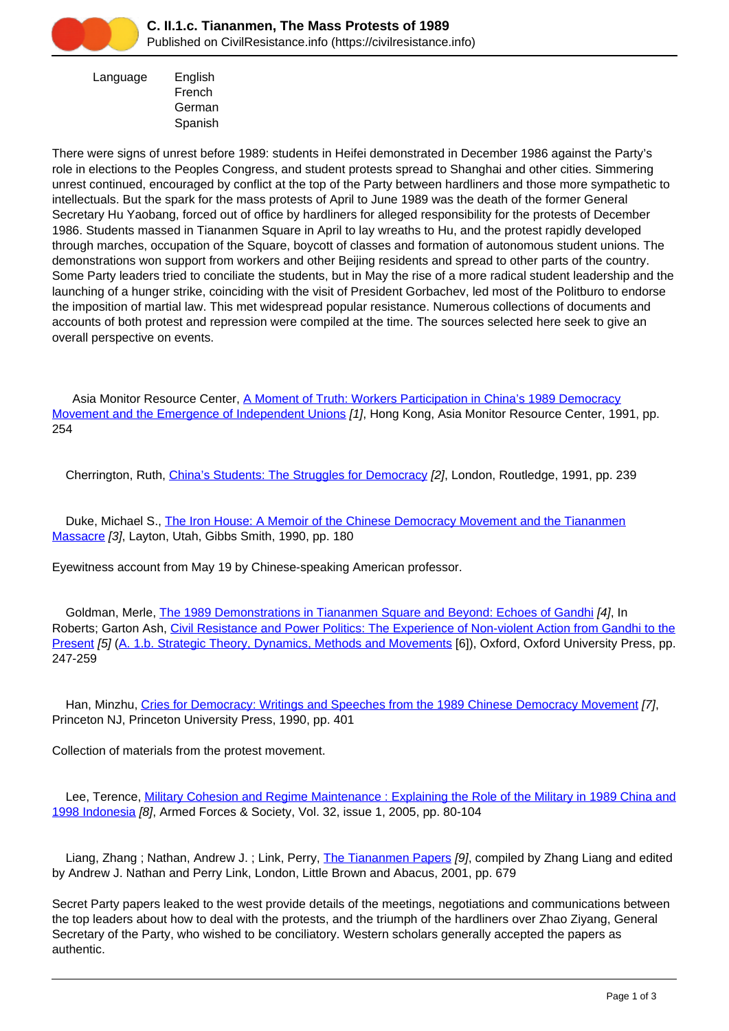# C. II.1.c. Tiananmen, The Mass Protests of 1989

Published on CivilResistance.info (https://civilresistance.info)

| Language | English |
| --- | --- |
| | French |
| | German |
| | Spanish |

There were signs of unrest before 1989: students in Heifei demonstrated in December 1986 against the Party's role in elections to the Peoples Congress, and student protests spread to Shanghai and other cities. Simmering unrest continued, encouraged by conflict at the top of the Party between hardliners and those more sympathetic to intellectuals. But the spark for the mass protests of April to June 1989 was the death of the former General Secretary Hu Yaobang, forced out of office by hardliners for alleged responsibility for the protests of December 1986. Students massed in Tiananmen Square in April to lay wreaths to Hu, and the protest rapidly developed through marches, occupation of the Square, boycott of classes and formation of autonomous student unions. The demonstrations won support from workers and other Beijing residents and spread to other parts of the country. Some Party leaders tried to conciliate the students, but in May the rise of a more radical student leadership and the launching of a hunger strike, coinciding with the visit of President Gorbachev, led most of the Politburo to endorse the imposition of martial law. This met widespread popular resistance. Numerous collections of documents and accounts of both protest and repression were compiled at the time. The sources selected here seek to give an overall perspective on events.

Asia Monitor Resource Center, A Moment of Truth: Workers Participation in China's 1989 Democracy Movement and the Emergence of Independent Unions *[1]*, Hong Kong, Asia Monitor Resource Center, 1991, pp. 254

Cherrington, Ruth, China's Students: The Struggles for Democracy *[2]*, London, Routledge, 1991, pp. 239

Duke, Michael S., The Iron House: A Memoir of the Chinese Democracy Movement and the Tiananmen Massacre *[3]*, Layton, Utah, Gibbs Smith, 1990, pp. 180

Eyewitness account from May 19 by Chinese-speaking American professor.

Goldman, Merle, The 1989 Demonstrations in Tiananmen Square and Beyond: Echoes of Gandhi *[4]*, In Roberts; Garton Ash, Civil Resistance and Power Politics: The Experience of Non-violent Action from Gandhi to the Present *[5]* (A. 1.b. Strategic Theory, Dynamics, Methods and Movements [6]), Oxford, Oxford University Press, pp. 247-259

Han, Minzhu, Cries for Democracy: Writings and Speeches from the 1989 Chinese Democracy Movement *[7]*, Princeton NJ, Princeton University Press, 1990, pp. 401

Collection of materials from the protest movement.

Lee, Terence, Military Cohesion and Regime Maintenance : Explaining the Role of the Military in 1989 China and 1998 Indonesia *[8]*, Armed Forces & Society, Vol. 32, issue 1, 2005, pp. 80-104

Liang, Zhang ; Nathan, Andrew J. ; Link, Perry, The Tiananmen Papers *[9]*, compiled by Zhang Liang and edited by Andrew J. Nathan and Perry Link, London, Little Brown and Abacus, 2001, pp. 679

Secret Party papers leaked to the west provide details of the meetings, negotiations and communications between the top leaders about how to deal with the protests, and the triumph of the hardliners over Zhao Ziyang, General Secretary of the Party, who wished to be conciliatory. Western scholars generally accepted the papers as authentic.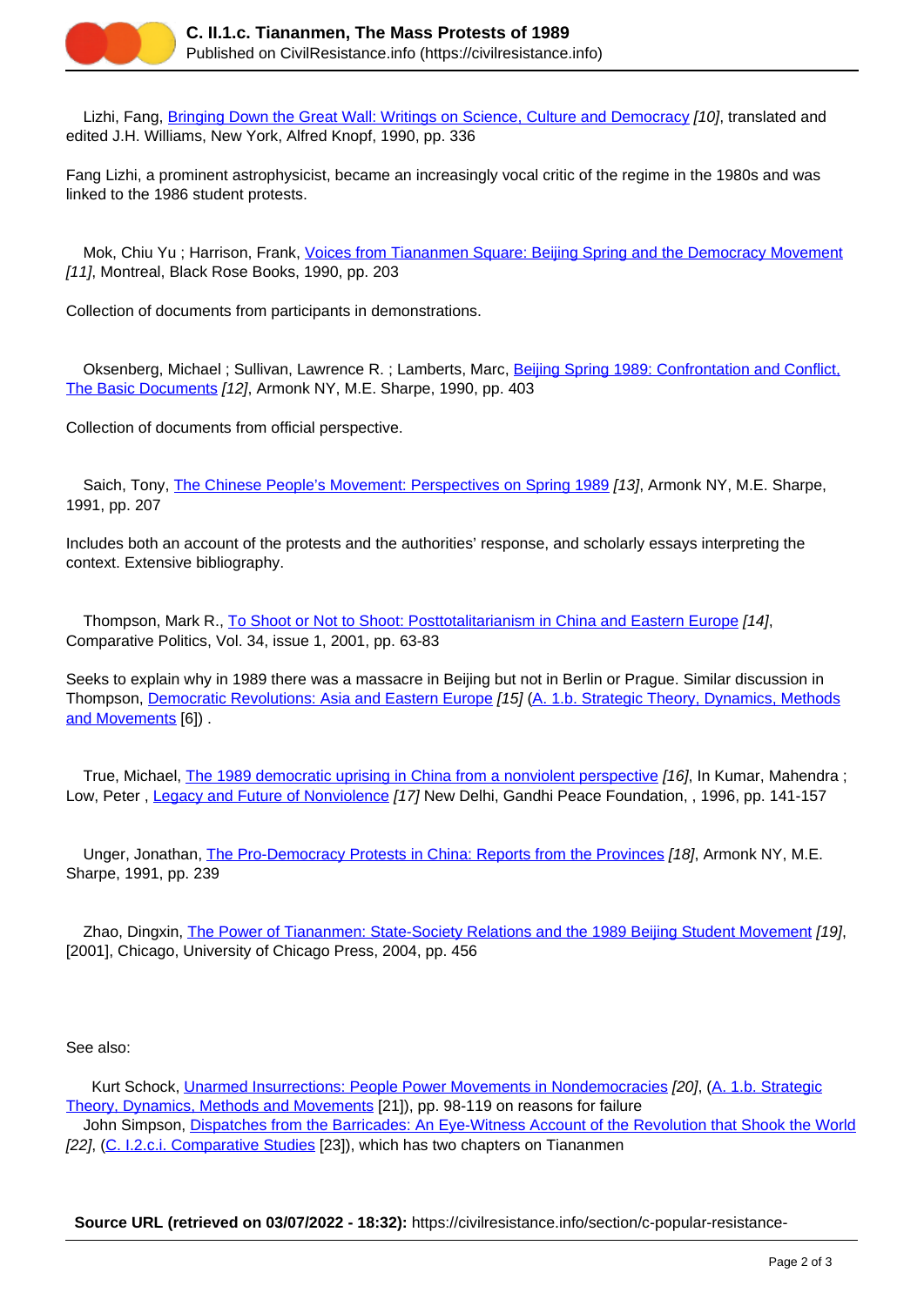Lizhi, Fang, Bringing Down the Great Wall: Writings on Science, Culture and Democracy [10], translated and edited J.H. Williams, New York, Alfred Knopf, 1990, pp. 336

Fang Lizhi, a prominent astrophysicist, became an increasingly vocal critic of the regime in the 1980s and was linked to the 1986 student protests.

Mok, Chiu Yu ; Harrison, Frank, Voices from Tiananmen Square: Beijing Spring and the Democracy Movement [11], Montreal, Black Rose Books, 1990, pp. 203

Collection of documents from participants in demonstrations.

Oksenberg, Michael ; Sullivan, Lawrence R. ; Lamberts, Marc, Beijing Spring 1989: Confrontation and Conflict, The Basic Documents [12], Armonk NY, M.E. Sharpe, 1990, pp. 403

Collection of documents from official perspective.

Saich, Tony, The Chinese People's Movement: Perspectives on Spring 1989 [13], Armonk NY, M.E. Sharpe, 1991, pp. 207

Includes both an account of the protests and the authorities' response, and scholarly essays interpreting the context. Extensive bibliography.

Thompson, Mark R., To Shoot or Not to Shoot: Posttotalitarianism in China and Eastern Europe [14], Comparative Politics, Vol. 34, issue 1, 2001, pp. 63-83

Seeks to explain why in 1989 there was a massacre in Beijing but not in Berlin or Prague. Similar discussion in Thompson, Democratic Revolutions: Asia and Eastern Europe [15] (A. 1.b. Strategic Theory, Dynamics, Methods and Movements [6]) .

True, Michael, The 1989 democratic uprising in China from a nonviolent perspective [16], In Kumar, Mahendra ; Low, Peter , Legacy and Future of Nonviolence [17] New Delhi, Gandhi Peace Foundation, , 1996, pp. 141-157

Unger, Jonathan, The Pro-Democracy Protests in China: Reports from the Provinces [18], Armonk NY, M.E. Sharpe, 1991, pp. 239

Zhao, Dingxin, The Power of Tiananmen: State-Society Relations and the 1989 Beijing Student Movement [19], [2001], Chicago, University of Chicago Press, 2004, pp. 456

See also:

Kurt Schock, Unarmed Insurrections: People Power Movements in Nondemocracies [20], (A. 1.b. Strategic Theory, Dynamics, Methods and Movements [21]), pp. 98-119 on reasons for failure

John Simpson, Dispatches from the Barricades: An Eye-Witness Account of the Revolution that Shook the World [22], (C. I.2.c.i. Comparative Studies [23]), which has two chapters on Tiananmen

**Source URL (retrieved on 03/07/2022 - 18:32):** https://civilresistance.info/section/c-popular-resistance-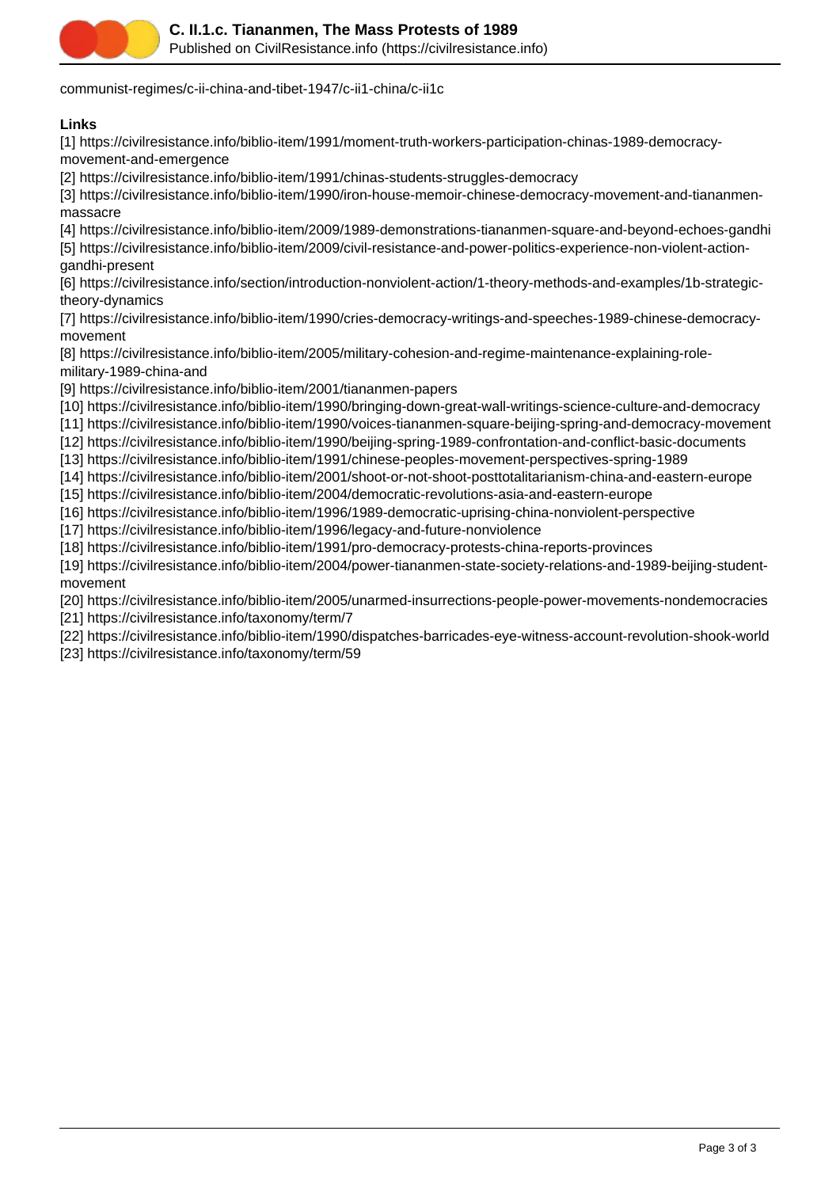communist-regimes/c-ii-china-and-tibet-1947/c-ii1-china/c-ii1c

**Links**

[1] https://civilresistance.info/biblio-item/1991/moment-truth-workers-participation-chinas-1989-democracy-movement-and-emergence
[2] https://civilresistance.info/biblio-item/1991/chinas-students-struggles-democracy
[3] https://civilresistance.info/biblio-item/1990/iron-house-memoir-chinese-democracy-movement-and-tiananmen-massacre
[4] https://civilresistance.info/biblio-item/2009/1989-demonstrations-tiananmen-square-and-beyond-echoes-gandhi
[5] https://civilresistance.info/biblio-item/2009/civil-resistance-and-power-politics-experience-non-violent-action-gandhi-present
[6] https://civilresistance.info/section/introduction-nonviolent-action/1-theory-methods-and-examples/1b-strategic-theory-dynamics
[7] https://civilresistance.info/biblio-item/1990/cries-democracy-writings-and-speeches-1989-chinese-democracy-movement
[8] https://civilresistance.info/biblio-item/2005/military-cohesion-and-regime-maintenance-explaining-role-military-1989-china-and
[9] https://civilresistance.info/biblio-item/2001/tiananmen-papers
[10] https://civilresistance.info/biblio-item/1990/bringing-down-great-wall-writings-science-culture-and-democracy
[11] https://civilresistance.info/biblio-item/1990/voices-tiananmen-square-beijing-spring-and-democracy-movement
[12] https://civilresistance.info/biblio-item/1990/beijing-spring-1989-confrontation-and-conflict-basic-documents
[13] https://civilresistance.info/biblio-item/1991/chinese-peoples-movement-perspectives-spring-1989
[14] https://civilresistance.info/biblio-item/2001/shoot-or-not-shoot-posttotalitarianism-china-and-eastern-europe
[15] https://civilresistance.info/biblio-item/2004/democratic-revolutions-asia-and-eastern-europe
[16] https://civilresistance.info/biblio-item/1996/1989-democratic-uprising-china-nonviolent-perspective
[17] https://civilresistance.info/biblio-item/1996/legacy-and-future-nonviolence
[18] https://civilresistance.info/biblio-item/1991/pro-democracy-protests-china-reports-provinces
[19] https://civilresistance.info/biblio-item/2004/power-tiananmen-state-society-relations-and-1989-beijing-student-movement
[20] https://civilresistance.info/biblio-item/2005/unarmed-insurrections-people-power-movements-nondemocracies
[21] https://civilresistance.info/taxonomy/term/7
[22] https://civilresistance.info/biblio-item/1990/dispatches-barricades-eye-witness-account-revolution-shook-world
[23] https://civilresistance.info/taxonomy/term/59